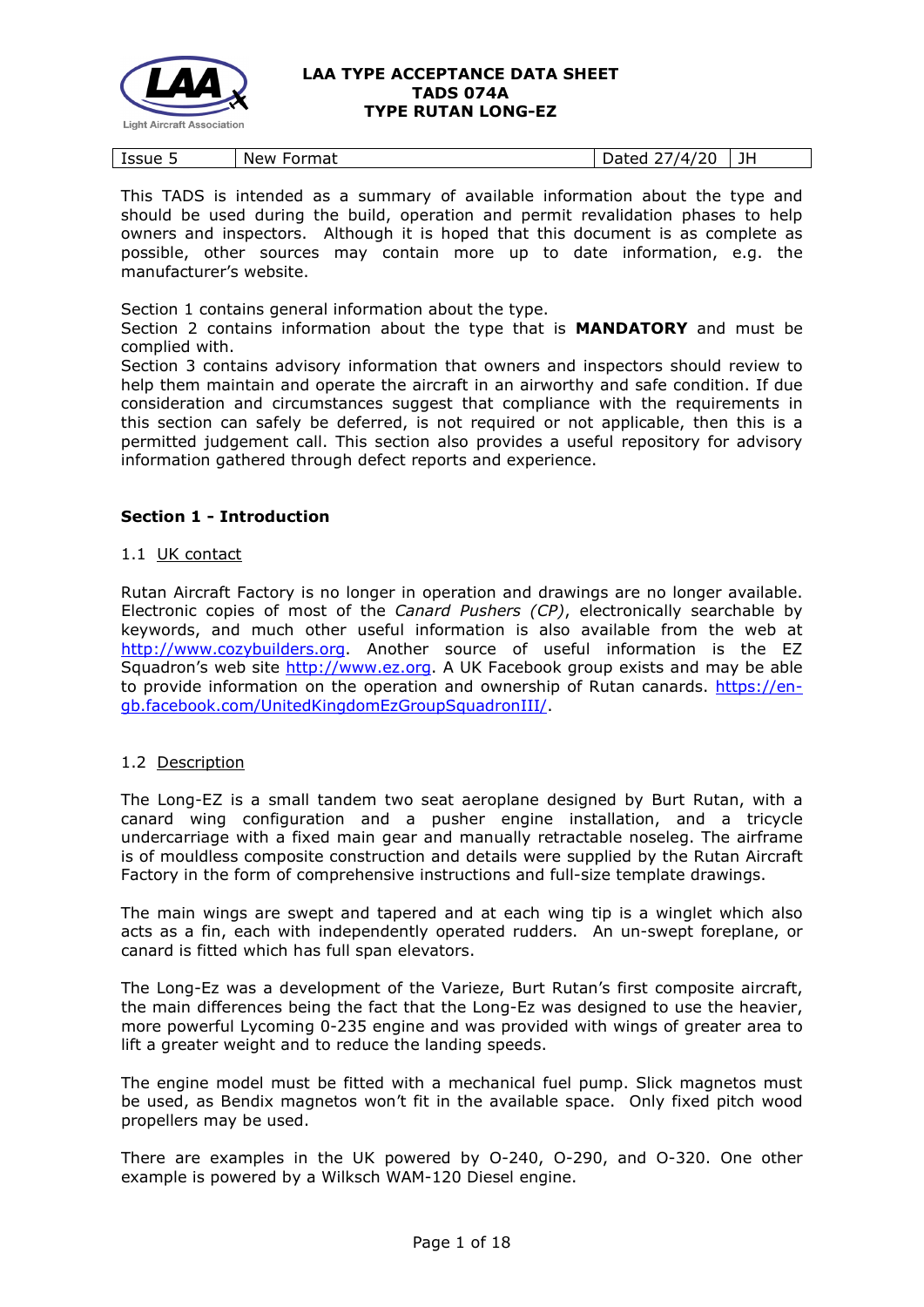# LAA TYPE ACCEPTANCE DATA SHEET
# TADS 074A
# TYPE RUTAN LONG-EZ

| Issue 5 | New Format | Dated 27/4/20 | JH |
|---|---|---|---|

This TADS is intended as a summary of available information about the type and should be used during the build, operation and permit revalidation phases to help owners and inspectors. Although it is hoped that this document is as complete as possible, other sources may contain more up to date information, e.g. the manufacturer's website.

Section 1 contains general information about the type.
Section 2 contains information about the type that is **MANDATORY** and must be complied with.
Section 3 contains advisory information that owners and inspectors should review to help them maintain and operate the aircraft in an airworthy and safe condition. If due consideration and circumstances suggest that compliance with the requirements in this section can safely be deferred, is not required or not applicable, then this is a permitted judgement call. This section also provides a useful repository for advisory information gathered through defect reports and experience.

## Section 1 - Introduction

### 1.1 UK contact

Rutan Aircraft Factory is no longer in operation and drawings are no longer available. Electronic copies of most of the *Canard Pushers (CP)*, electronically searchable by keywords, and much other useful information is also available from the web at http://www.cozybuilders.org. Another source of useful information is the EZ Squadron's web site http://www.ez.org. A UK Facebook group exists and may be able to provide information on the operation and ownership of Rutan canards. https://en-gb.facebook.com/UnitedKingdomEzGroupSquadronIII/.

### 1.2 Description

The Long-EZ is a small tandem two seat aeroplane designed by Burt Rutan, with a canard wing configuration and a pusher engine installation, and a tricycle undercarriage with a fixed main gear and manually retractable noseleg. The airframe is of mouldless composite construction and details were supplied by the Rutan Aircraft Factory in the form of comprehensive instructions and full-size template drawings.

The main wings are swept and tapered and at each wing tip is a winglet which also acts as a fin, each with independently operated rudders. An un-swept foreplane, or canard is fitted which has full span elevators.

The Long-Ez was a development of the Varieze, Burt Rutan's first composite aircraft, the main differences being the fact that the Long-Ez was designed to use the heavier, more powerful Lycoming 0-235 engine and was provided with wings of greater area to lift a greater weight and to reduce the landing speeds.

The engine model must be fitted with a mechanical fuel pump. Slick magnetos must be used, as Bendix magnetos won't fit in the available space. Only fixed pitch wood propellers may be used.

There are examples in the UK powered by O-240, O-290, and O-320. One other example is powered by a Wilksch WAM-120 Diesel engine.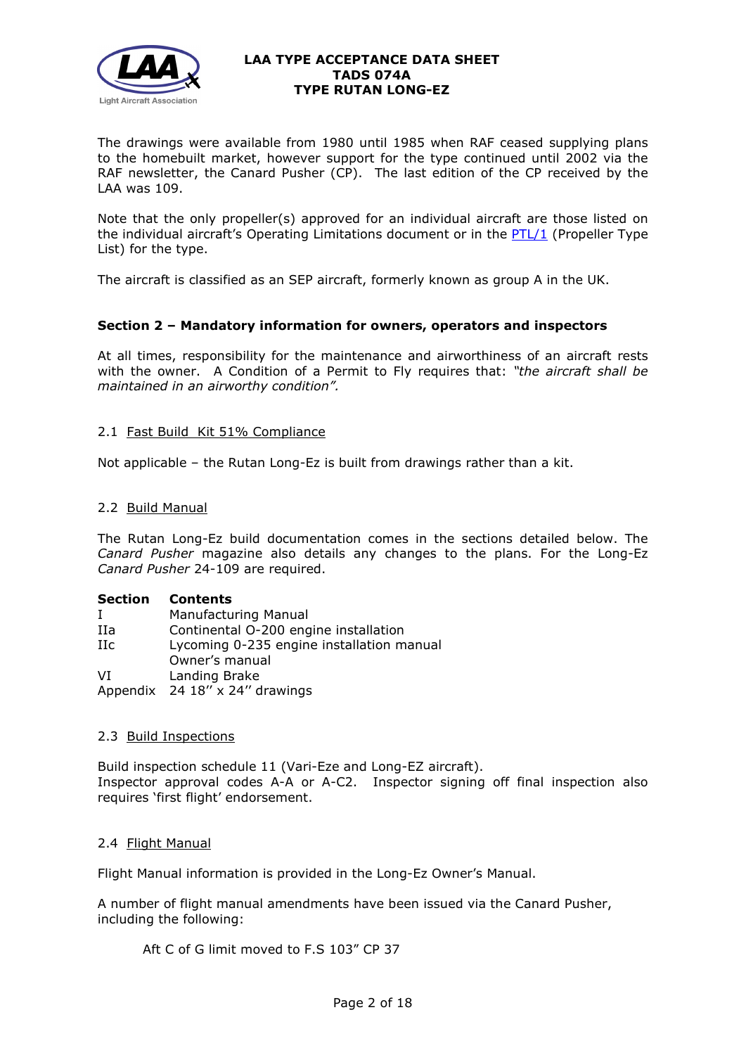The drawings were available from 1980 until 1985 when RAF ceased supplying plans to the homebuilt market, however support for the type continued until 2002 via the RAF newsletter, the Canard Pusher (CP). The last edition of the CP received by the LAA was 109.

Note that the only propeller(s) approved for an individual aircraft are those listed on the individual aircraft's Operating Limitations document or in the PTL/1 (Propeller Type List) for the type.

The aircraft is classified as an SEP aircraft, formerly known as group A in the UK.

## Section 2 – Mandatory information for owners, operators and inspectors

At all times, responsibility for the maintenance and airworthiness of an aircraft rests with the owner. A Condition of a Permit to Fly requires that: *"the aircraft shall be maintained in an airworthy condition".*

### 2.1 Fast Build Kit 51% Compliance

Not applicable – the Rutan Long-Ez is built from drawings rather than a kit.

### 2.2 Build Manual

The Rutan Long-Ez build documentation comes in the sections detailed below. The *Canard Pusher* magazine also details any changes to the plans. For the Long-Ez *Canard Pusher* 24-109 are required.

| Section | Contents |
|---|---|
| I | Manufacturing Manual |
| IIa | Continental O-200 engine installation |
| IIc | Lycoming 0-235 engine installation manual |
| | Owner's manual |
| VI | Landing Brake |
| Appendix | 24 18'' x 24'' drawings |

### 2.3 Build Inspections

Build inspection schedule 11 (Vari-Eze and Long-EZ aircraft).
Inspector approval codes A-A or A-C2. Inspector signing off final inspection also requires 'first flight' endorsement.

### 2.4 Flight Manual

Flight Manual information is provided in the Long-Ez Owner's Manual.

A number of flight manual amendments have been issued via the Canard Pusher, including the following:

Aft C of G limit moved to F.S 103" CP 37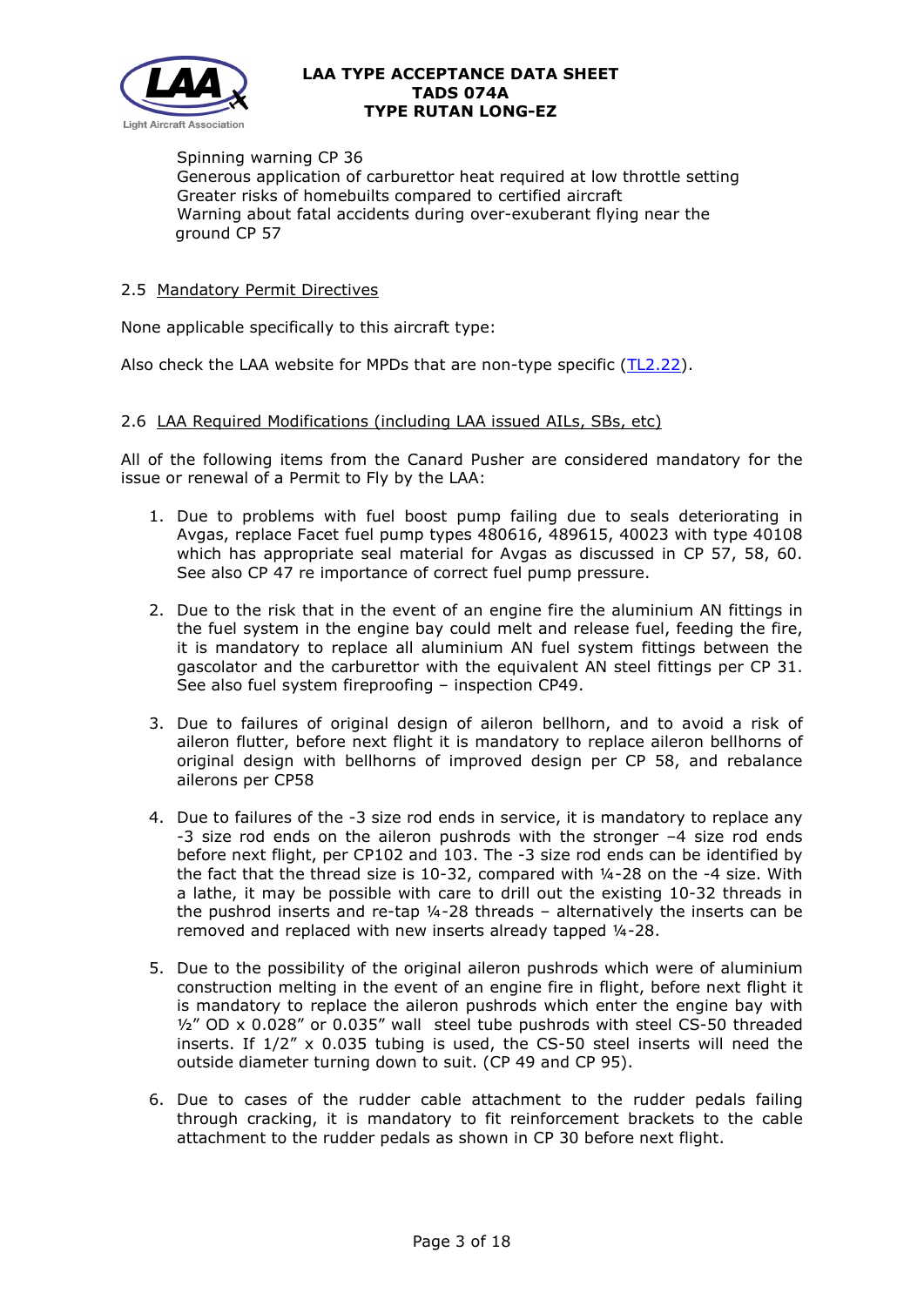Spinning warning CP 36
Generous application of carburettor heat required at low throttle setting
Greater risks of homebuilts compared to certified aircraft
Warning about fatal accidents during over-exuberant flying near the ground CP 57

## 2.5 Mandatory Permit Directives

None applicable specifically to this aircraft type:

Also check the LAA website for MPDs that are non-type specific (TL2.22).

## 2.6 LAA Required Modifications (including LAA issued AILs, SBs, etc)

All of the following items from the Canard Pusher are considered mandatory for the issue or renewal of a Permit to Fly by the LAA:

1. Due to problems with fuel boost pump failing due to seals deteriorating in Avgas, replace Facet fuel pump types 480616, 489615, 40023 with type 40108 which has appropriate seal material for Avgas as discussed in CP 57, 58, 60. See also CP 47 re importance of correct fuel pump pressure.

2. Due to the risk that in the event of an engine fire the aluminium AN fittings in the fuel system in the engine bay could melt and release fuel, feeding the fire, it is mandatory to replace all aluminium AN fuel system fittings between the gascolator and the carburettor with the equivalent AN steel fittings per CP 31. See also fuel system fireproofing – inspection CP49.

3. Due to failures of original design of aileron bellhorn, and to avoid a risk of aileron flutter, before next flight it is mandatory to replace aileron bellhorns of original design with bellhorns of improved design per CP 58, and rebalance ailerons per CP58

4. Due to failures of the -3 size rod ends in service, it is mandatory to replace any -3 size rod ends on the aileron pushrods with the stronger –4 size rod ends before next flight, per CP102 and 103. The -3 size rod ends can be identified by the fact that the thread size is 10-32, compared with ¼-28 on the -4 size. With a lathe, it may be possible with care to drill out the existing 10-32 threads in the pushrod inserts and re-tap ¼-28 threads – alternatively the inserts can be removed and replaced with new inserts already tapped ¼-28.

5. Due to the possibility of the original aileron pushrods which were of aluminium construction melting in the event of an engine fire in flight, before next flight it is mandatory to replace the aileron pushrods which enter the engine bay with ½" OD x 0.028" or 0.035" wall steel tube pushrods with steel CS-50 threaded inserts. If 1/2" x 0.035 tubing is used, the CS-50 steel inserts will need the outside diameter turning down to suit. (CP 49 and CP 95).

6. Due to cases of the rudder cable attachment to the rudder pedals failing through cracking, it is mandatory to fit reinforcement brackets to the cable attachment to the rudder pedals as shown in CP 30 before next flight.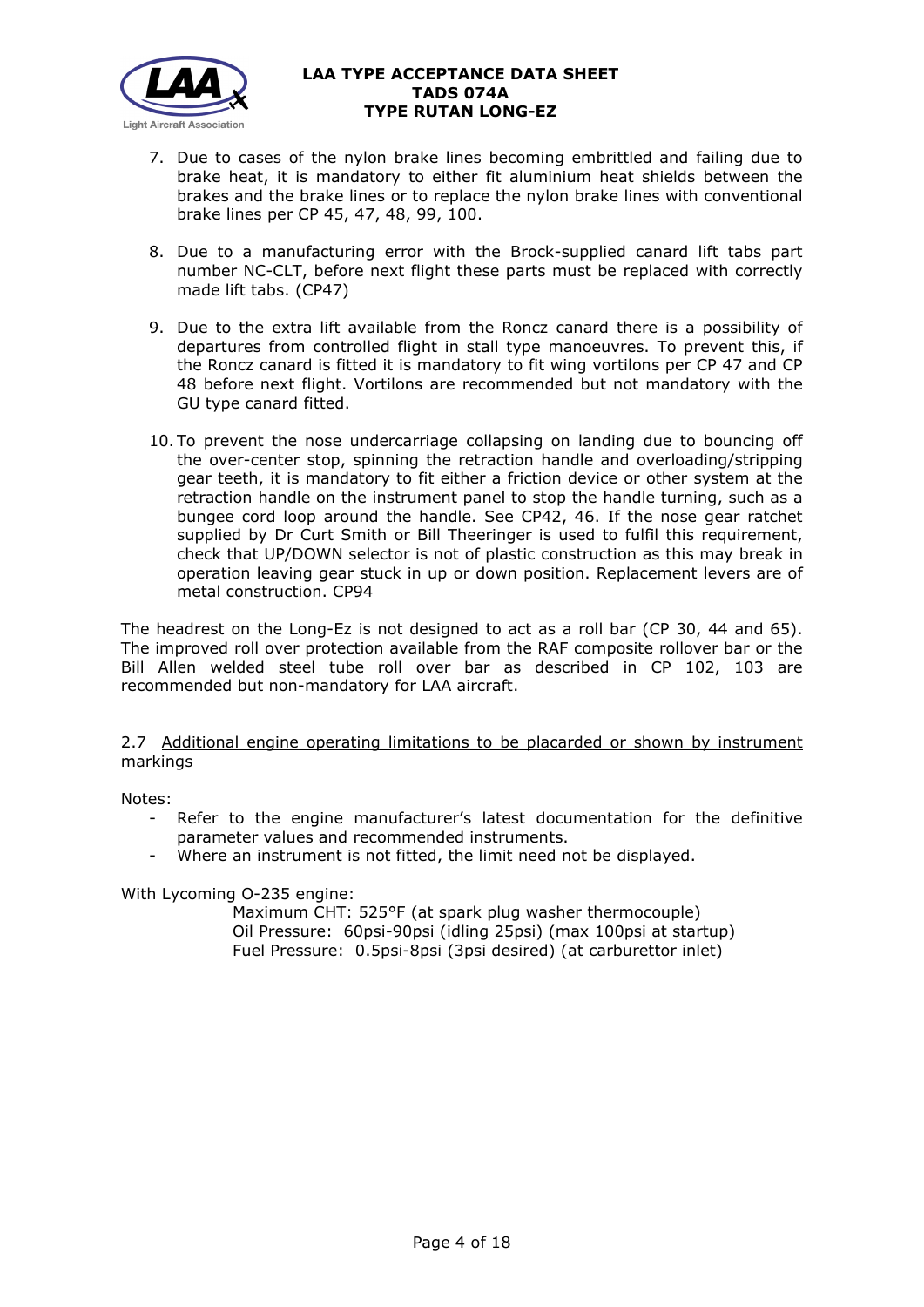7. Due to cases of the nylon brake lines becoming embrittled and failing due to brake heat, it is mandatory to either fit aluminium heat shields between the brakes and the brake lines or to replace the nylon brake lines with conventional brake lines per CP 45, 47, 48, 99, 100.

8. Due to a manufacturing error with the Brock-supplied canard lift tabs part number NC-CLT, before next flight these parts must be replaced with correctly made lift tabs. (CP47)

9. Due to the extra lift available from the Roncz canard there is a possibility of departures from controlled flight in stall type manoeuvres. To prevent this, if the Roncz canard is fitted it is mandatory to fit wing vortilons per CP 47 and CP 48 before next flight. Vortilons are recommended but not mandatory with the GU type canard fitted.

10. To prevent the nose undercarriage collapsing on landing due to bouncing off the over-center stop, spinning the retraction handle and overloading/stripping gear teeth, it is mandatory to fit either a friction device or other system at the retraction handle on the instrument panel to stop the handle turning, such as a bungee cord loop around the handle. See CP42, 46. If the nose gear ratchet supplied by Dr Curt Smith or Bill Theeringer is used to fulfil this requirement, check that UP/DOWN selector is not of plastic construction as this may break in operation leaving gear stuck in up or down position. Replacement levers are of metal construction. CP94

The headrest on the Long-Ez is not designed to act as a roll bar (CP 30, 44 and 65). The improved roll over protection available from the RAF composite rollover bar or the Bill Allen welded steel tube roll over bar as described in CP 102, 103 are recommended but non-mandatory for LAA aircraft.

## 2.7 Additional engine operating limitations to be placarded or shown by instrument markings

Notes:

- Refer to the engine manufacturer's latest documentation for the definitive parameter values and recommended instruments.
- Where an instrument is not fitted, the limit need not be displayed.

With Lycoming O-235 engine:

Maximum CHT: 525°F (at spark plug washer thermocouple)
Oil Pressure: 60psi-90psi (idling 25psi) (max 100psi at startup)
Fuel Pressure: 0.5psi-8psi (3psi desired) (at carburettor inlet)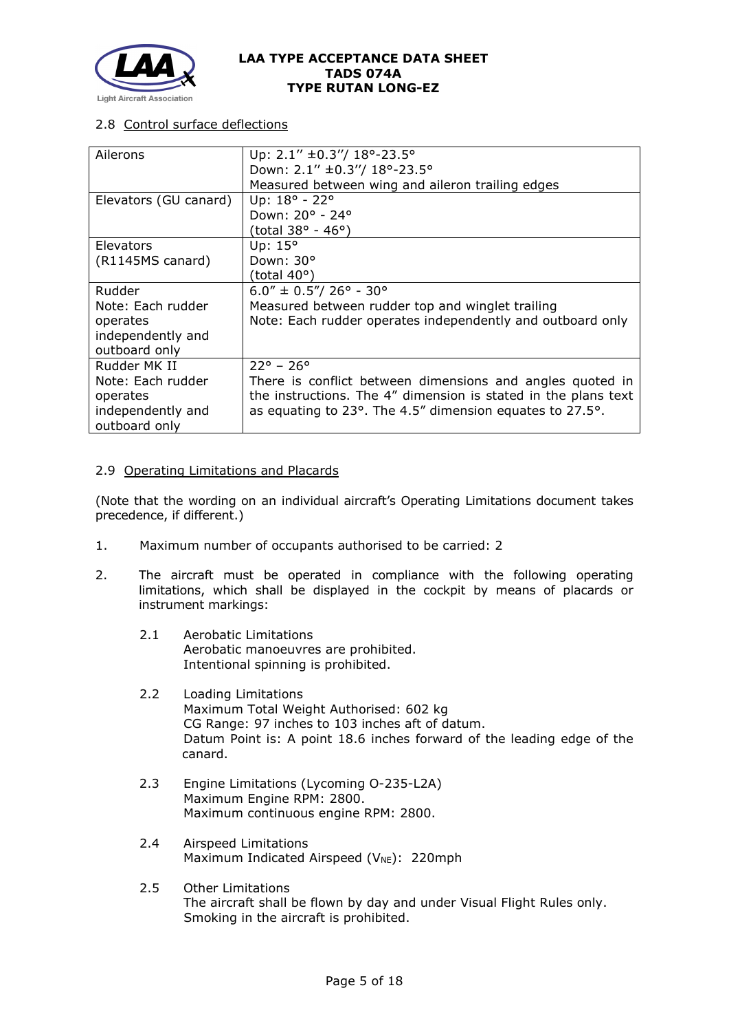### 2.8 Control surface deflections

| | |
|---|---|
| Ailerons | Up: 2.1″ ±0.3″/ 18°-23.5°<br>Down: 2.1″ ±0.3″/ 18°-23.5°<br>Measured between wing and aileron trailing edges |
| Elevators (GU canard) | Up: 18° - 22°<br>Down: 20° - 24°<br>(total 38° - 46°) |
| Elevators (R1145MS canard) | Up: 15°<br>Down: 30°<br>(total 40°) |
| Rudder<br>Note: Each rudder operates independently and outboard only | 6.0″ ± 0.5″/ 26° - 30°<br>Measured between rudder top and winglet trailing<br>Note: Each rudder operates independently and outboard only |
| Rudder MK II<br>Note: Each rudder operates independently and outboard only | 22° – 26°<br>There is conflict between dimensions and angles quoted in the instructions. The 4″ dimension is stated in the plans text as equating to 23°. The 4.5″ dimension equates to 27.5°. |

### 2.9 Operating Limitations and Placards

(Note that the wording on an individual aircraft's Operating Limitations document takes precedence, if different.)

1. Maximum number of occupants authorised to be carried: 2

2. The aircraft must be operated in compliance with the following operating limitations, which shall be displayed in the cockpit by means of placards or instrument markings:

   2.1 Aerobatic Limitations
   Aerobatic manoeuvres are prohibited.
   Intentional spinning is prohibited.

   2.2 Loading Limitations
   Maximum Total Weight Authorised: 602 kg
   CG Range: 97 inches to 103 inches aft of datum.
   Datum Point is: A point 18.6 inches forward of the leading edge of the canard.

   2.3 Engine Limitations (Lycoming O-235-L2A)
   Maximum Engine RPM: 2800.
   Maximum continuous engine RPM: 2800.

   2.4 Airspeed Limitations
   Maximum Indicated Airspeed ($V_{NE}$): 220mph

   2.5 Other Limitations
   The aircraft shall be flown by day and under Visual Flight Rules only.
   Smoking in the aircraft is prohibited.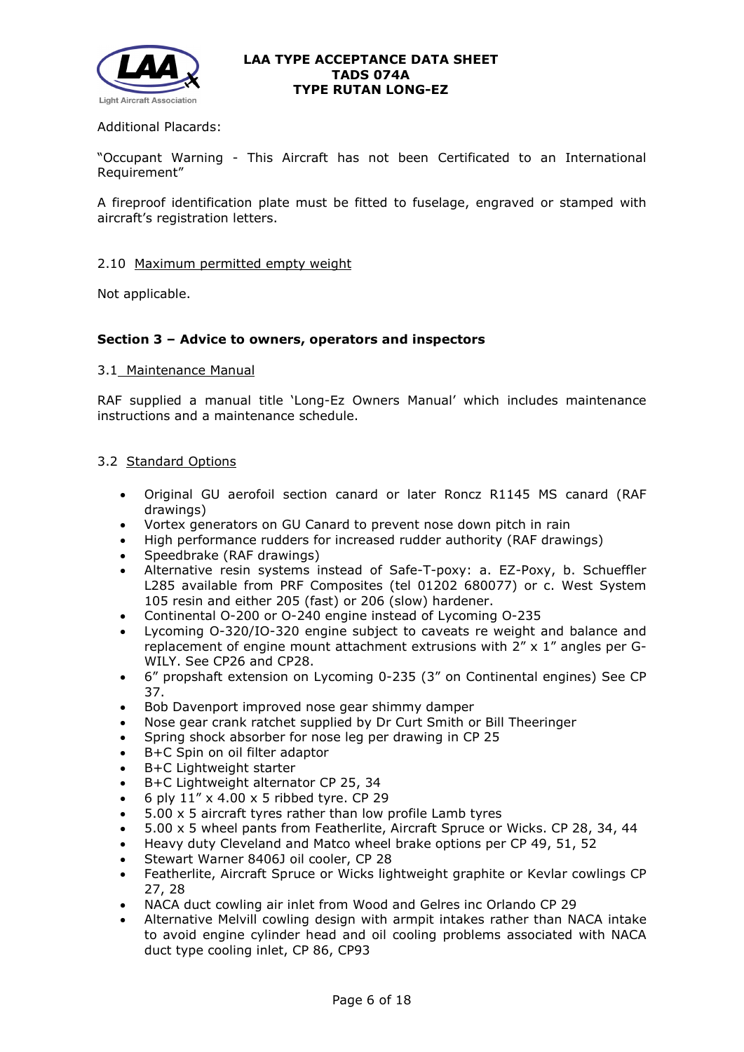Additional Placards:

"Occupant Warning - This Aircraft has not been Certificated to an International Requirement"

A fireproof identification plate must be fitted to fuselage, engraved or stamped with aircraft's registration letters.

2.10 Maximum permitted empty weight

Not applicable.

**Section 3 – Advice to owners, operators and inspectors**

3.1 Maintenance Manual

RAF supplied a manual title 'Long-Ez Owners Manual' which includes maintenance instructions and a maintenance schedule.

3.2 Standard Options

- Original GU aerofoil section canard or later Roncz R1145 MS canard (RAF drawings)
- Vortex generators on GU Canard to prevent nose down pitch in rain
- High performance rudders for increased rudder authority (RAF drawings)
- Speedbrake (RAF drawings)
- Alternative resin systems instead of Safe-T-poxy: a. EZ-Poxy, b. Schueffler L285 available from PRF Composites (tel 01202 680077) or c. West System 105 resin and either 205 (fast) or 206 (slow) hardener.
- Continental O-200 or O-240 engine instead of Lycoming O-235
- Lycoming O-320/IO-320 engine subject to caveats re weight and balance and replacement of engine mount attachment extrusions with 2" x 1" angles per G-WILY. See CP26 and CP28.
- 6" propshaft extension on Lycoming 0-235 (3" on Continental engines) See CP 37.
- Bob Davenport improved nose gear shimmy damper
- Nose gear crank ratchet supplied by Dr Curt Smith or Bill Theeringer
- Spring shock absorber for nose leg per drawing in CP 25
- B+C Spin on oil filter adaptor
- B+C Lightweight starter
- B+C Lightweight alternator CP 25, 34
- 6 ply 11" x 4.00 x 5 ribbed tyre. CP 29
- 5.00 x 5 aircraft tyres rather than low profile Lamb tyres
- 5.00 x 5 wheel pants from Featherlite, Aircraft Spruce or Wicks. CP 28, 34, 44
- Heavy duty Cleveland and Matco wheel brake options per CP 49, 51, 52
- Stewart Warner 8406J oil cooler, CP 28
- Featherlite, Aircraft Spruce or Wicks lightweight graphite or Kevlar cowlings CP 27, 28
- NACA duct cowling air inlet from Wood and Gelres inc Orlando CP 29
- Alternative Melvill cowling design with armpit intakes rather than NACA intake to avoid engine cylinder head and oil cooling problems associated with NACA duct type cooling inlet, CP 86, CP93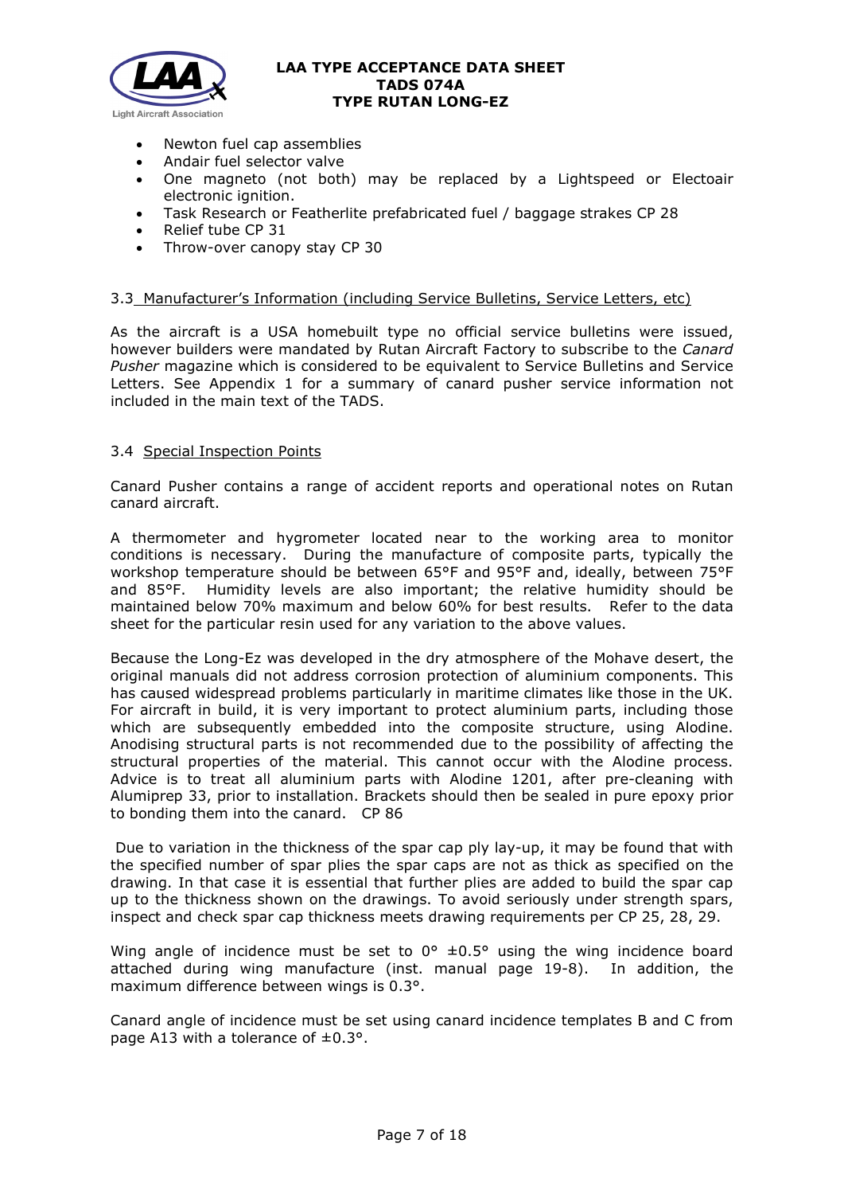- Newton fuel cap assemblies
- Andair fuel selector valve
- One magneto (not both) may be replaced by a Lightspeed or Electoair electronic ignition.
- Task Research or Featherlite prefabricated fuel / baggage strakes CP 28
- Relief tube CP 31
- Throw-over canopy stay CP 30

### 3.3 Manufacturer's Information (including Service Bulletins, Service Letters, etc)

As the aircraft is a USA homebuilt type no official service bulletins were issued, however builders were mandated by Rutan Aircraft Factory to subscribe to the *Canard Pusher* magazine which is considered to be equivalent to Service Bulletins and Service Letters. See Appendix 1 for a summary of canard pusher service information not included in the main text of the TADS.

### 3.4 Special Inspection Points

Canard Pusher contains a range of accident reports and operational notes on Rutan canard aircraft.

A thermometer and hygrometer located near to the working area to monitor conditions is necessary. During the manufacture of composite parts, typically the workshop temperature should be between 65°F and 95°F and, ideally, between 75°F and 85°F. Humidity levels are also important; the relative humidity should be maintained below 70% maximum and below 60% for best results. Refer to the data sheet for the particular resin used for any variation to the above values.

Because the Long-Ez was developed in the dry atmosphere of the Mohave desert, the original manuals did not address corrosion protection of aluminium components. This has caused widespread problems particularly in maritime climates like those in the UK. For aircraft in build, it is very important to protect aluminium parts, including those which are subsequently embedded into the composite structure, using Alodine. Anodising structural parts is not recommended due to the possibility of affecting the structural properties of the material. This cannot occur with the Alodine process. Advice is to treat all aluminium parts with Alodine 1201, after pre-cleaning with Alumiprep 33, prior to installation. Brackets should then be sealed in pure epoxy prior to bonding them into the canard. CP 86

Due to variation in the thickness of the spar cap ply lay-up, it may be found that with the specified number of spar plies the spar caps are not as thick as specified on the drawing. In that case it is essential that further plies are added to build the spar cap up to the thickness shown on the drawings. To avoid seriously under strength spars, inspect and check spar cap thickness meets drawing requirements per CP 25, 28, 29.

Wing angle of incidence must be set to 0° ±0.5° using the wing incidence board attached during wing manufacture (inst. manual page 19-8). In addition, the maximum difference between wings is 0.3°.

Canard angle of incidence must be set using canard incidence templates B and C from page A13 with a tolerance of ±0.3°.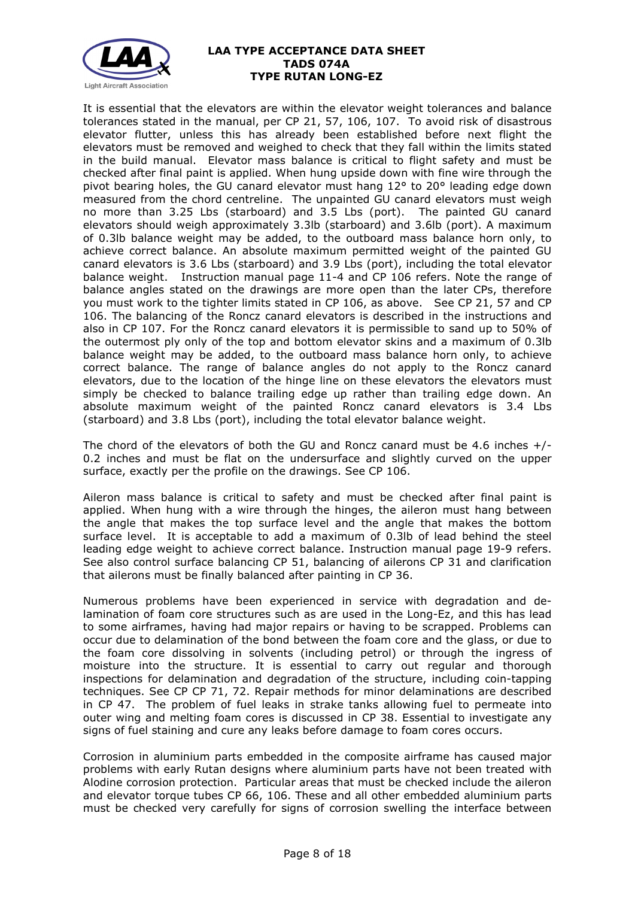It is essential that the elevators are within the elevator weight tolerances and balance tolerances stated in the manual, per CP 21, 57, 106, 107. To avoid risk of disastrous elevator flutter, unless this has already been established before next flight the elevators must be removed and weighed to check that they fall within the limits stated in the build manual. Elevator mass balance is critical to flight safety and must be checked after final paint is applied. When hung upside down with fine wire through the pivot bearing holes, the GU canard elevator must hang 12° to 20° leading edge down measured from the chord centreline. The unpainted GU canard elevators must weigh no more than 3.25 Lbs (starboard) and 3.5 Lbs (port). The painted GU canard elevators should weigh approximately 3.3lb (starboard) and 3.6lb (port). A maximum of 0.3lb balance weight may be added, to the outboard mass balance horn only, to achieve correct balance. An absolute maximum permitted weight of the painted GU canard elevators is 3.6 Lbs (starboard) and 3.9 Lbs (port), including the total elevator balance weight. Instruction manual page 11-4 and CP 106 refers. Note the range of balance angles stated on the drawings are more open than the later CPs, therefore you must work to the tighter limits stated in CP 106, as above. See CP 21, 57 and CP 106. The balancing of the Roncz canard elevators is described in the instructions and also in CP 107. For the Roncz canard elevators it is permissible to sand up to 50% of the outermost ply only of the top and bottom elevator skins and a maximum of 0.3lb balance weight may be added, to the outboard mass balance horn only, to achieve correct balance. The range of balance angles do not apply to the Roncz canard elevators, due to the location of the hinge line on these elevators the elevators must simply be checked to balance trailing edge up rather than trailing edge down. An absolute maximum weight of the painted Roncz canard elevators is 3.4 Lbs (starboard) and 3.8 Lbs (port), including the total elevator balance weight.

The chord of the elevators of both the GU and Roncz canard must be 4.6 inches +/- 0.2 inches and must be flat on the undersurface and slightly curved on the upper surface, exactly per the profile on the drawings. See CP 106.

Aileron mass balance is critical to safety and must be checked after final paint is applied. When hung with a wire through the hinges, the aileron must hang between the angle that makes the top surface level and the angle that makes the bottom surface level. It is acceptable to add a maximum of 0.3lb of lead behind the steel leading edge weight to achieve correct balance. Instruction manual page 19-9 refers. See also control surface balancing CP 51, balancing of ailerons CP 31 and clarification that ailerons must be finally balanced after painting in CP 36.

Numerous problems have been experienced in service with degradation and de-lamination of foam core structures such as are used in the Long-Ez, and this has lead to some airframes, having had major repairs or having to be scrapped. Problems can occur due to delamination of the bond between the foam core and the glass, or due to the foam core dissolving in solvents (including petrol) or through the ingress of moisture into the structure. It is essential to carry out regular and thorough inspections for delamination and degradation of the structure, including coin-tapping techniques. See CP CP 71, 72. Repair methods for minor delaminations are described in CP 47. The problem of fuel leaks in strake tanks allowing fuel to permeate into outer wing and melting foam cores is discussed in CP 38. Essential to investigate any signs of fuel staining and cure any leaks before damage to foam cores occurs.

Corrosion in aluminium parts embedded in the composite airframe has caused major problems with early Rutan designs where aluminium parts have not been treated with Alodine corrosion protection. Particular areas that must be checked include the aileron and elevator torque tubes CP 66, 106. These and all other embedded aluminium parts must be checked very carefully for signs of corrosion swelling the interface between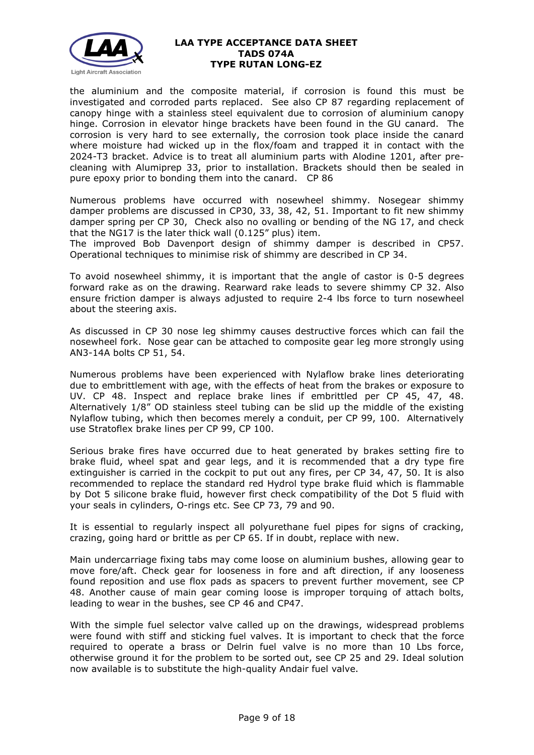the aluminium and the composite material, if corrosion is found this must be investigated and corroded parts replaced. See also CP 87 regarding replacement of canopy hinge with a stainless steel equivalent due to corrosion of aluminium canopy hinge. Corrosion in elevator hinge brackets have been found in the GU canard. The corrosion is very hard to see externally, the corrosion took place inside the canard where moisture had wicked up in the flox/foam and trapped it in contact with the 2024-T3 bracket. Advice is to treat all aluminium parts with Alodine 1201, after pre-cleaning with Alumiprep 33, prior to installation. Brackets should then be sealed in pure epoxy prior to bonding them into the canard. CP 86

Numerous problems have occurred with nosewheel shimmy. Nosegear shimmy damper problems are discussed in CP30, 33, 38, 42, 51. Important to fit new shimmy damper spring per CP 30, Check also no ovalling or bending of the NG 17, and check that the NG17 is the later thick wall (0.125" plus) item.
The improved Bob Davenport design of shimmy damper is described in CP57. Operational techniques to minimise risk of shimmy are described in CP 34.

To avoid nosewheel shimmy, it is important that the angle of castor is 0-5 degrees forward rake as on the drawing. Rearward rake leads to severe shimmy CP 32. Also ensure friction damper is always adjusted to require 2-4 lbs force to turn nosewheel about the steering axis.

As discussed in CP 30 nose leg shimmy causes destructive forces which can fail the nosewheel fork. Nose gear can be attached to composite gear leg more strongly using AN3-14A bolts CP 51, 54.

Numerous problems have been experienced with Nylaflow brake lines deteriorating due to embrittlement with age, with the effects of heat from the brakes or exposure to UV. CP 48. Inspect and replace brake lines if embrittled per CP 45, 47, 48. Alternatively 1/8" OD stainless steel tubing can be slid up the middle of the existing Nylaflow tubing, which then becomes merely a conduit, per CP 99, 100. Alternatively use Stratoflex brake lines per CP 99, CP 100.

Serious brake fires have occurred due to heat generated by brakes setting fire to brake fluid, wheel spat and gear legs, and it is recommended that a dry type fire extinguisher is carried in the cockpit to put out any fires, per CP 34, 47, 50. It is also recommended to replace the standard red Hydrol type brake fluid which is flammable by Dot 5 silicone brake fluid, however first check compatibility of the Dot 5 fluid with your seals in cylinders, O-rings etc. See CP 73, 79 and 90.

It is essential to regularly inspect all polyurethane fuel pipes for signs of cracking, crazing, going hard or brittle as per CP 65. If in doubt, replace with new.

Main undercarriage fixing tabs may come loose on aluminium bushes, allowing gear to move fore/aft. Check gear for looseness in fore and aft direction, if any looseness found reposition and use flox pads as spacers to prevent further movement, see CP 48. Another cause of main gear coming loose is improper torquing of attach bolts, leading to wear in the bushes, see CP 46 and CP47.

With the simple fuel selector valve called up on the drawings, widespread problems were found with stiff and sticking fuel valves. It is important to check that the force required to operate a brass or Delrin fuel valve is no more than 10 Lbs force, otherwise ground it for the problem to be sorted out, see CP 25 and 29. Ideal solution now available is to substitute the high-quality Andair fuel valve.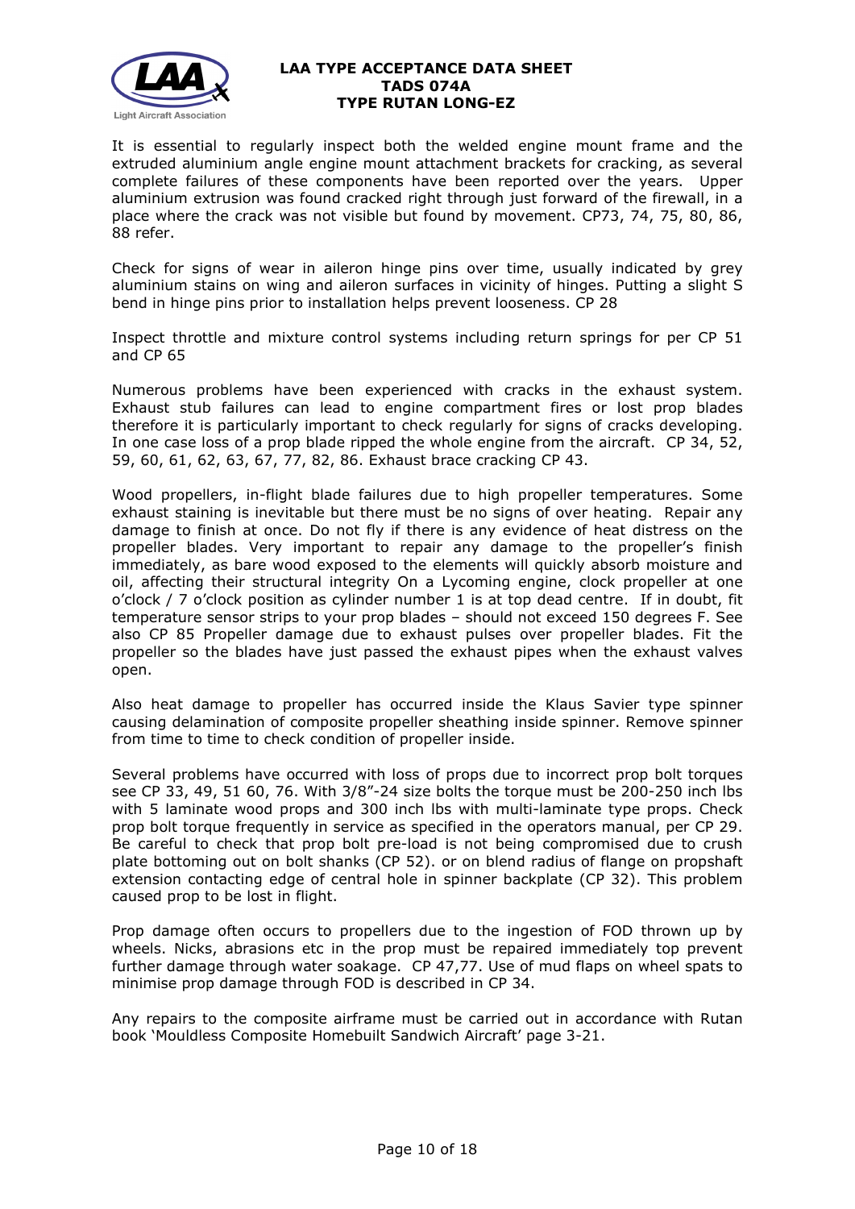It is essential to regularly inspect both the welded engine mount frame and the extruded aluminium angle engine mount attachment brackets for cracking, as several complete failures of these components have been reported over the years. Upper aluminium extrusion was found cracked right through just forward of the firewall, in a place where the crack was not visible but found by movement. CP73, 74, 75, 80, 86, 88 refer.

Check for signs of wear in aileron hinge pins over time, usually indicated by grey aluminium stains on wing and aileron surfaces in vicinity of hinges. Putting a slight S bend in hinge pins prior to installation helps prevent looseness. CP 28

Inspect throttle and mixture control systems including return springs for per CP 51 and CP 65

Numerous problems have been experienced with cracks in the exhaust system. Exhaust stub failures can lead to engine compartment fires or lost prop blades therefore it is particularly important to check regularly for signs of cracks developing. In one case loss of a prop blade ripped the whole engine from the aircraft. CP 34, 52, 59, 60, 61, 62, 63, 67, 77, 82, 86. Exhaust brace cracking CP 43.

Wood propellers, in-flight blade failures due to high propeller temperatures. Some exhaust staining is inevitable but there must be no signs of over heating. Repair any damage to finish at once. Do not fly if there is any evidence of heat distress on the propeller blades. Very important to repair any damage to the propeller's finish immediately, as bare wood exposed to the elements will quickly absorb moisture and oil, affecting their structural integrity On a Lycoming engine, clock propeller at one o'clock / 7 o'clock position as cylinder number 1 is at top dead centre. If in doubt, fit temperature sensor strips to your prop blades – should not exceed 150 degrees F. See also CP 85 Propeller damage due to exhaust pulses over propeller blades. Fit the propeller so the blades have just passed the exhaust pipes when the exhaust valves open.

Also heat damage to propeller has occurred inside the Klaus Savier type spinner causing delamination of composite propeller sheathing inside spinner. Remove spinner from time to time to check condition of propeller inside.

Several problems have occurred with loss of props due to incorrect prop bolt torques see CP 33, 49, 51 60, 76. With 3/8"-24 size bolts the torque must be 200-250 inch lbs with 5 laminate wood props and 300 inch lbs with multi-laminate type props. Check prop bolt torque frequently in service as specified in the operators manual, per CP 29. Be careful to check that prop bolt pre-load is not being compromised due to crush plate bottoming out on bolt shanks (CP 52). or on blend radius of flange on propshaft extension contacting edge of central hole in spinner backplate (CP 32). This problem caused prop to be lost in flight.

Prop damage often occurs to propellers due to the ingestion of FOD thrown up by wheels. Nicks, abrasions etc in the prop must be repaired immediately top prevent further damage through water soakage. CP 47,77. Use of mud flaps on wheel spats to minimise prop damage through FOD is described in CP 34.

Any repairs to the composite airframe must be carried out in accordance with Rutan book 'Mouldless Composite Homebuilt Sandwich Aircraft' page 3-21.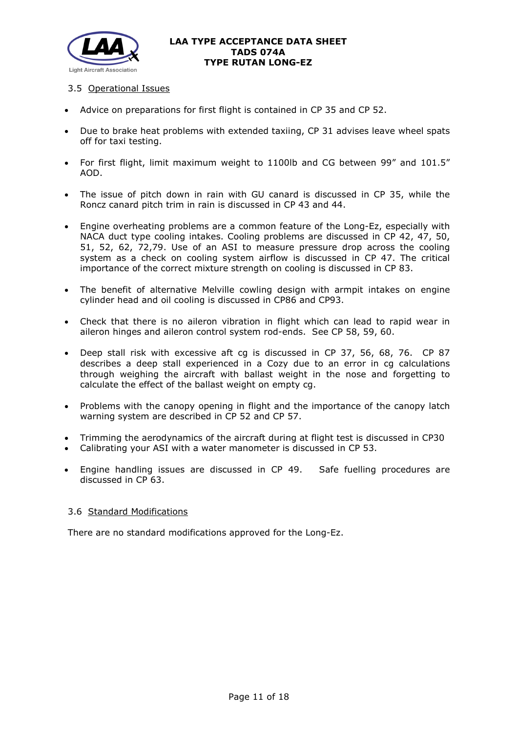### 3.5 Operational Issues

- Advice on preparations for first flight is contained in CP 35 and CP 52.
- Due to brake heat problems with extended taxiing, CP 31 advises leave wheel spats off for taxi testing.
- For first flight, limit maximum weight to 1100lb and CG between 99" and 101.5" AOD.
- The issue of pitch down in rain with GU canard is discussed in CP 35, while the Roncz canard pitch trim in rain is discussed in CP 43 and 44.
- Engine overheating problems are a common feature of the Long-Ez, especially with NACA duct type cooling intakes. Cooling problems are discussed in CP 42, 47, 50, 51, 52, 62, 72,79. Use of an ASI to measure pressure drop across the cooling system as a check on cooling system airflow is discussed in CP 47. The critical importance of the correct mixture strength on cooling is discussed in CP 83.
- The benefit of alternative Melville cowling design with armpit intakes on engine cylinder head and oil cooling is discussed in CP86 and CP93.
- Check that there is no aileron vibration in flight which can lead to rapid wear in aileron hinges and aileron control system rod-ends. See CP 58, 59, 60.
- Deep stall risk with excessive aft cg is discussed in CP 37, 56, 68, 76. CP 87 describes a deep stall experienced in a Cozy due to an error in cg calculations through weighing the aircraft with ballast weight in the nose and forgetting to calculate the effect of the ballast weight on empty cg.
- Problems with the canopy opening in flight and the importance of the canopy latch warning system are described in CP 52 and CP 57.
- Trimming the aerodynamics of the aircraft during at flight test is discussed in CP30
- Calibrating your ASI with a water manometer is discussed in CP 53.
- Engine handling issues are discussed in CP 49. Safe fuelling procedures are discussed in CP 63.

### 3.6 Standard Modifications

There are no standard modifications approved for the Long-Ez.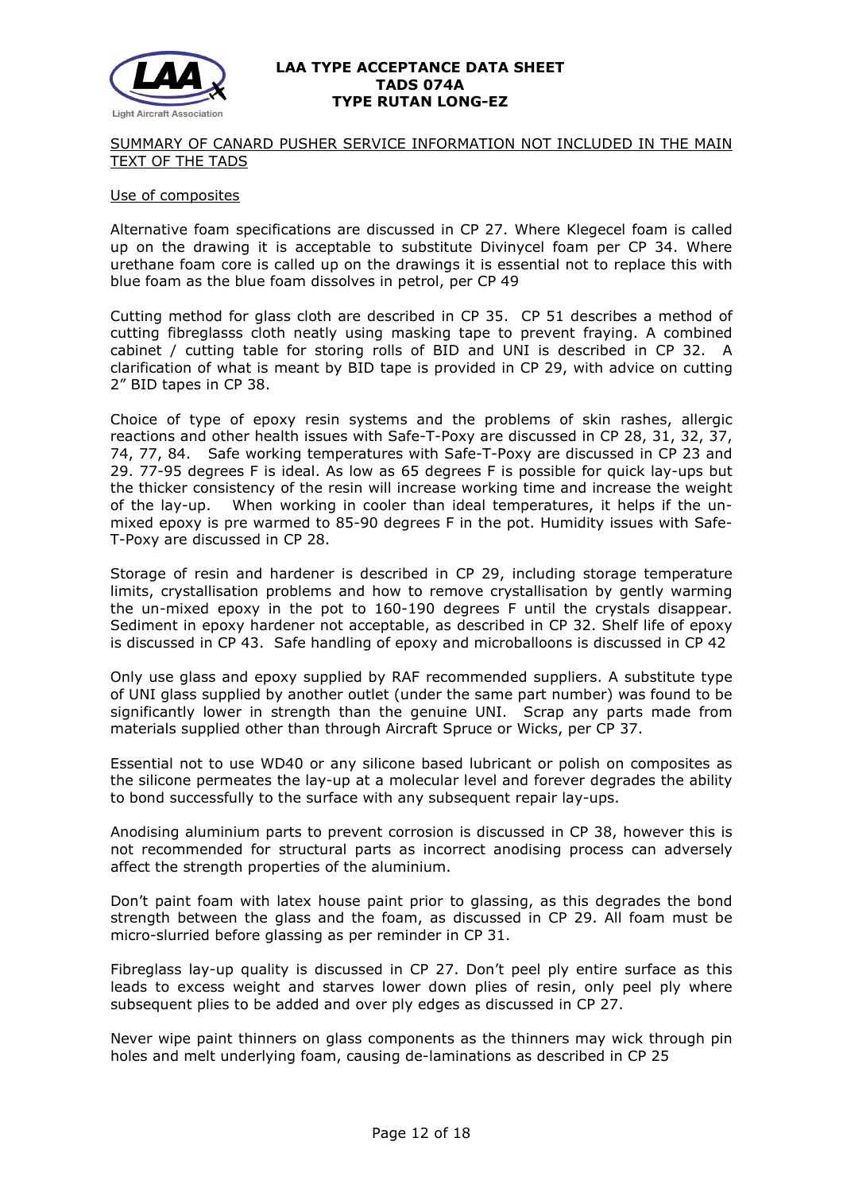SUMMARY OF CANARD PUSHER SERVICE INFORMATION NOT INCLUDED IN THE MAIN TEXT OF THE TADS

Use of composites

Alternative foam specifications are discussed in CP 27. Where Klegecel foam is called up on the drawing it is acceptable to substitute Divinycel foam per CP 34. Where urethane foam core is called up on the drawings it is essential not to replace this with blue foam as the blue foam dissolves in petrol, per CP 49

Cutting method for glass cloth are described in CP 35. CP 51 describes a method of cutting fibreglasss cloth neatly using masking tape to prevent fraying. A combined cabinet / cutting table for storing rolls of BID and UNI is described in CP 32. A clarification of what is meant by BID tape is provided in CP 29, with advice on cutting 2" BID tapes in CP 38.

Choice of type of epoxy resin systems and the problems of skin rashes, allergic reactions and other health issues with Safe-T-Poxy are discussed in CP 28, 31, 32, 37, 74, 77, 84. Safe working temperatures with Safe-T-Poxy are discussed in CP 23 and 29. 77-95 degrees F is ideal. As low as 65 degrees F is possible for quick lay-ups but the thicker consistency of the resin will increase working time and increase the weight of the lay-up. When working in cooler than ideal temperatures, it helps if the un-mixed epoxy is pre warmed to 85-90 degrees F in the pot. Humidity issues with Safe-T-Poxy are discussed in CP 28.

Storage of resin and hardener is described in CP 29, including storage temperature limits, crystallisation problems and how to remove crystallisation by gently warming the un-mixed epoxy in the pot to 160-190 degrees F until the crystals disappear. Sediment in epoxy hardener not acceptable, as described in CP 32. Shelf life of epoxy is discussed in CP 43. Safe handling of epoxy and microballoons is discussed in CP 42

Only use glass and epoxy supplied by RAF recommended suppliers. A substitute type of UNI glass supplied by another outlet (under the same part number) was found to be significantly lower in strength than the genuine UNI. Scrap any parts made from materials supplied other than through Aircraft Spruce or Wicks, per CP 37.

Essential not to use WD40 or any silicone based lubricant or polish on composites as the silicone permeates the lay-up at a molecular level and forever degrades the ability to bond successfully to the surface with any subsequent repair lay-ups.

Anodising aluminium parts to prevent corrosion is discussed in CP 38, however this is not recommended for structural parts as incorrect anodising process can adversely affect the strength properties of the aluminium.

Don't paint foam with latex house paint prior to glassing, as this degrades the bond strength between the glass and the foam, as discussed in CP 29. All foam must be micro-slurried before glassing as per reminder in CP 31.

Fibreglass lay-up quality is discussed in CP 27. Don't peel ply entire surface as this leads to excess weight and starves lower down plies of resin, only peel ply where subsequent plies to be added and over ply edges as discussed in CP 27.

Never wipe paint thinners on glass components as the thinners may wick through pin holes and melt underlying foam, causing de-laminations as described in CP 25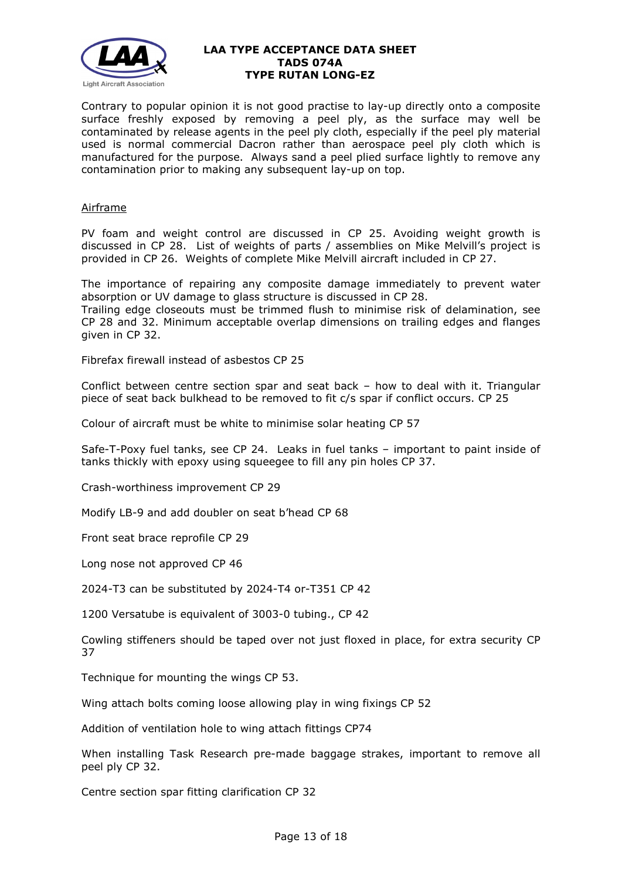Contrary to popular opinion it is not good practise to lay-up directly onto a composite surface freshly exposed by removing a peel ply, as the surface may well be contaminated by release agents in the peel ply cloth, especially if the peel ply material used is normal commercial Dacron rather than aerospace peel ply cloth which is manufactured for the purpose. Always sand a peel plied surface lightly to remove any contamination prior to making any subsequent lay-up on top.

<u>Airframe</u>

PV foam and weight control are discussed in CP 25. Avoiding weight growth is discussed in CP 28. List of weights of parts / assemblies on Mike Melvill's project is provided in CP 26. Weights of complete Mike Melvill aircraft included in CP 27.

The importance of repairing any composite damage immediately to prevent water absorption or UV damage to glass structure is discussed in CP 28.
Trailing edge closeouts must be trimmed flush to minimise risk of delamination, see CP 28 and 32. Minimum acceptable overlap dimensions on trailing edges and flanges given in CP 32.

Fibrefax firewall instead of asbestos CP 25

Conflict between centre section spar and seat back – how to deal with it. Triangular piece of seat back bulkhead to be removed to fit c/s spar if conflict occurs. CP 25

Colour of aircraft must be white to minimise solar heating CP 57

Safe-T-Poxy fuel tanks, see CP 24. Leaks in fuel tanks – important to paint inside of tanks thickly with epoxy using squeegee to fill any pin holes CP 37.

Crash-worthiness improvement CP 29

Modify LB-9 and add doubler on seat b'head CP 68

Front seat brace reprofile CP 29

Long nose not approved CP 46

2024-T3 can be substituted by 2024-T4 or-T351 CP 42

1200 Versatube is equivalent of 3003-0 tubing., CP 42

Cowling stiffeners should be taped over not just floxed in place, for extra security CP 37

Technique for mounting the wings CP 53.

Wing attach bolts coming loose allowing play in wing fixings CP 52

Addition of ventilation hole to wing attach fittings CP74

When installing Task Research pre-made baggage strakes, important to remove all peel ply CP 32.

Centre section spar fitting clarification CP 32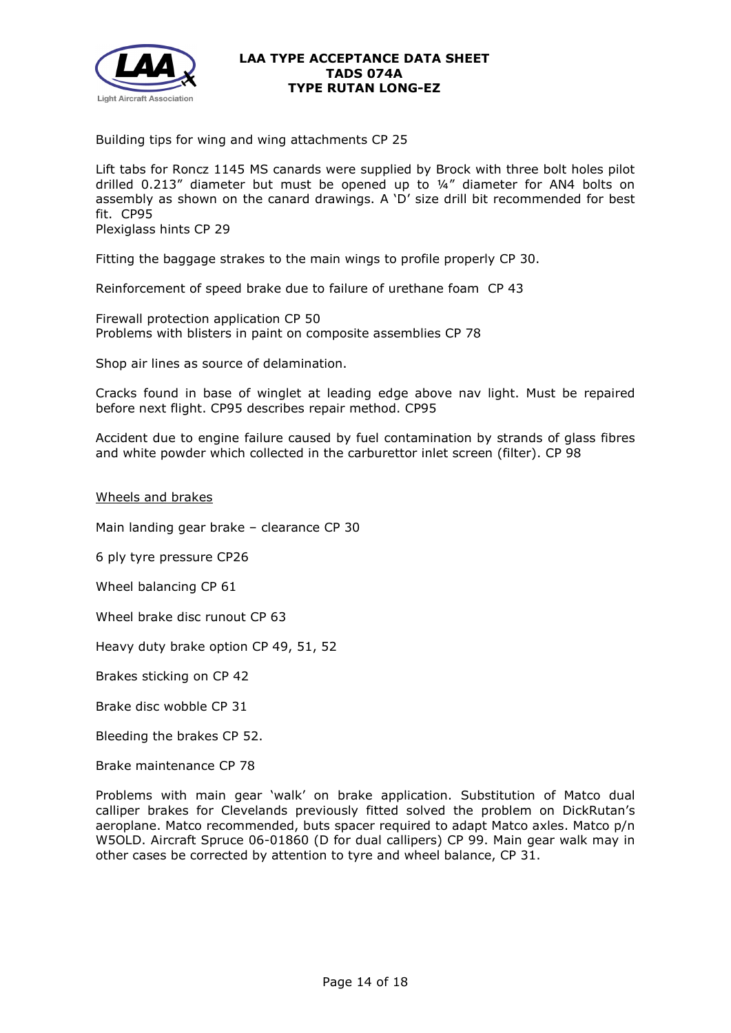Building tips for wing and wing attachments CP 25

Lift tabs for Roncz 1145 MS canards were supplied by Brock with three bolt holes pilot drilled 0.213" diameter but must be opened up to ¼" diameter for AN4 bolts on assembly as shown on the canard drawings. A 'D' size drill bit recommended for best fit. CP95
Plexiglass hints CP 29

Fitting the baggage strakes to the main wings to profile properly CP 30.

Reinforcement of speed brake due to failure of urethane foam CP 43

Firewall protection application CP 50
Problems with blisters in paint on composite assemblies CP 78

Shop air lines as source of delamination.

Cracks found in base of winglet at leading edge above nav light. Must be repaired before next flight. CP95 describes repair method. CP95

Accident due to engine failure caused by fuel contamination by strands of glass fibres and white powder which collected in the carburettor inlet screen (filter). CP 98

<u>Wheels and brakes</u>

Main landing gear brake – clearance CP 30

6 ply tyre pressure CP26

Wheel balancing CP 61

Wheel brake disc runout CP 63

Heavy duty brake option CP 49, 51, 52

Brakes sticking on CP 42

Brake disc wobble CP 31

Bleeding the brakes CP 52.

Brake maintenance CP 78

Problems with main gear 'walk' on brake application. Substitution of Matco dual calliper brakes for Clevelands previously fitted solved the problem on DickRutan's aeroplane. Matco recommended, buts spacer required to adapt Matco axles. Matco p/n W5OLD. Aircraft Spruce 06-01860 (D for dual callipers) CP 99. Main gear walk may in other cases be corrected by attention to tyre and wheel balance, CP 31.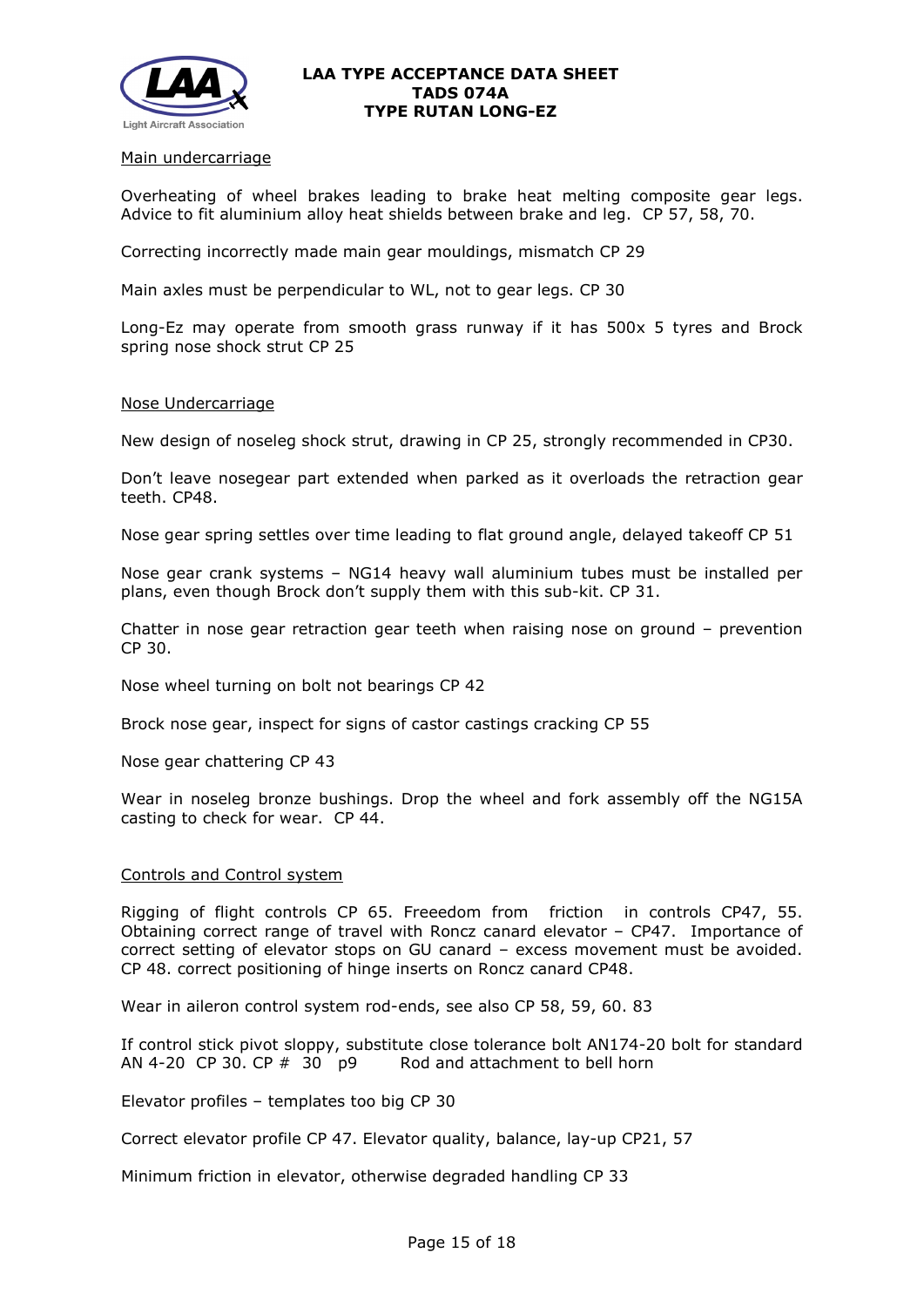Main undercarriage

Overheating of wheel brakes leading to brake heat melting composite gear legs. Advice to fit aluminium alloy heat shields between brake and leg. CP 57, 58, 70.

Correcting incorrectly made main gear mouldings, mismatch CP 29

Main axles must be perpendicular to WL, not to gear legs. CP 30

Long-Ez may operate from smooth grass runway if it has 500x 5 tyres and Brock spring nose shock strut CP 25

Nose Undercarriage

New design of noseleg shock strut, drawing in CP 25, strongly recommended in CP30.

Don't leave nosegear part extended when parked as it overloads the retraction gear teeth. CP48.

Nose gear spring settles over time leading to flat ground angle, delayed takeoff CP 51

Nose gear crank systems – NG14 heavy wall aluminium tubes must be installed per plans, even though Brock don't supply them with this sub-kit. CP 31.

Chatter in nose gear retraction gear teeth when raising nose on ground – prevention CP 30.

Nose wheel turning on bolt not bearings CP 42

Brock nose gear, inspect for signs of castor castings cracking CP 55

Nose gear chattering CP 43

Wear in noseleg bronze bushings. Drop the wheel and fork assembly off the NG15A casting to check for wear. CP 44.

Controls and Control system

Rigging of flight controls CP 65. Freeedom from friction in controls CP47, 55. Obtaining correct range of travel with Roncz canard elevator – CP47. Importance of correct setting of elevator stops on GU canard – excess movement must be avoided. CP 48. correct positioning of hinge inserts on Roncz canard CP48.

Wear in aileron control system rod-ends, see also CP 58, 59, 60. 83

If control stick pivot sloppy, substitute close tolerance bolt AN174-20 bolt for standard AN 4-20 CP 30. CP # 30 p9 Rod and attachment to bell horn

Elevator profiles – templates too big CP 30

Correct elevator profile CP 47. Elevator quality, balance, lay-up CP21, 57

Minimum friction in elevator, otherwise degraded handling CP 33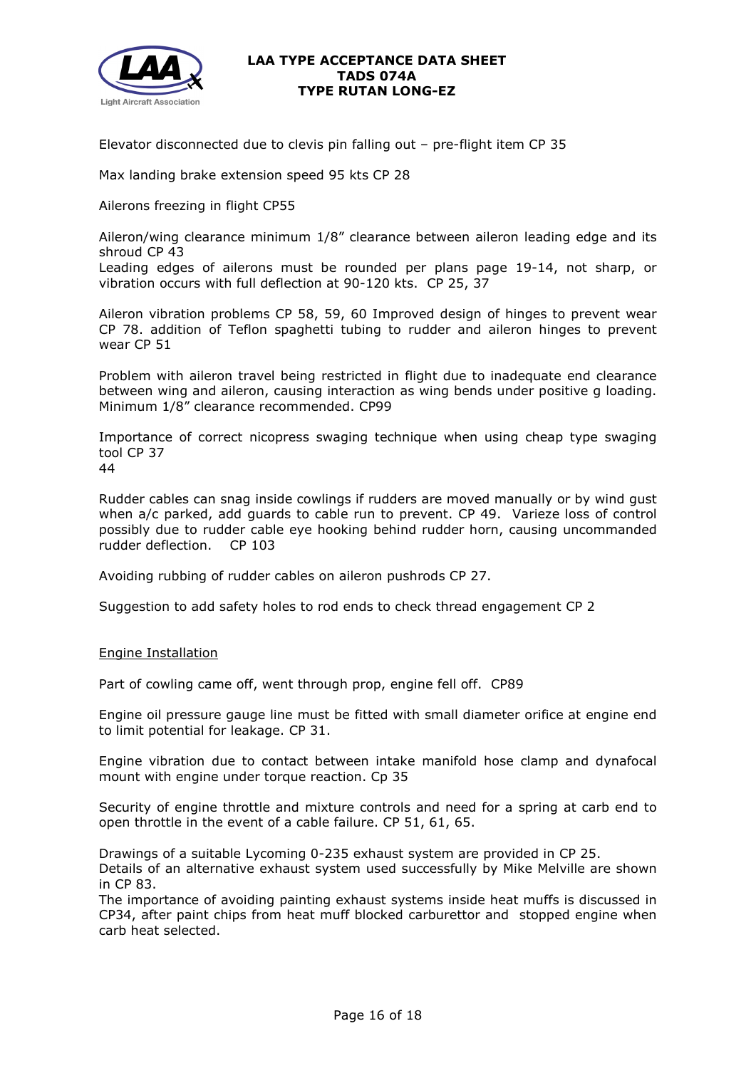Elevator disconnected due to clevis pin falling out – pre-flight item CP 35

Max landing brake extension speed 95 kts CP 28

Ailerons freezing in flight CP55

Aileron/wing clearance minimum 1/8" clearance between aileron leading edge and its shroud CP 43
Leading edges of ailerons must be rounded per plans page 19-14, not sharp, or vibration occurs with full deflection at 90-120 kts. CP 25, 37

Aileron vibration problems CP 58, 59, 60 Improved design of hinges to prevent wear CP 78. addition of Teflon spaghetti tubing to rudder and aileron hinges to prevent wear CP 51

Problem with aileron travel being restricted in flight due to inadequate end clearance between wing and aileron, causing interaction as wing bends under positive g loading. Minimum 1/8" clearance recommended. CP99

Importance of correct nicopress swaging technique when using cheap type swaging tool CP 37
44

Rudder cables can snag inside cowlings if rudders are moved manually or by wind gust when a/c parked, add guards to cable run to prevent. CP 49. Varieze loss of control possibly due to rudder cable eye hooking behind rudder horn, causing uncommanded rudder deflection. CP 103

Avoiding rubbing of rudder cables on aileron pushrods CP 27.

Suggestion to add safety holes to rod ends to check thread engagement CP 2

## Engine Installation

Part of cowling came off, went through prop, engine fell off. CP89

Engine oil pressure gauge line must be fitted with small diameter orifice at engine end to limit potential for leakage. CP 31.

Engine vibration due to contact between intake manifold hose clamp and dynafocal mount with engine under torque reaction. Cp 35

Security of engine throttle and mixture controls and need for a spring at carb end to open throttle in the event of a cable failure. CP 51, 61, 65.

Drawings of a suitable Lycoming 0-235 exhaust system are provided in CP 25.
Details of an alternative exhaust system used successfully by Mike Melville are shown in CP 83.
The importance of avoiding painting exhaust systems inside heat muffs is discussed in CP34, after paint chips from heat muff blocked carburettor and stopped engine when carb heat selected.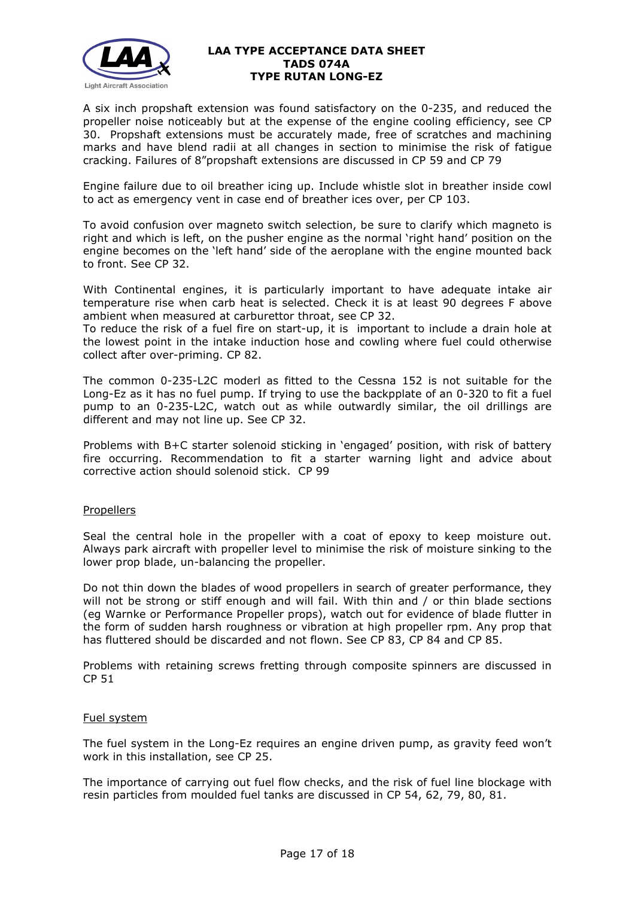A six inch propshaft extension was found satisfactory on the 0-235, and reduced the propeller noise noticeably but at the expense of the engine cooling efficiency, see CP 30. Propshaft extensions must be accurately made, free of scratches and machining marks and have blend radii at all changes in section to minimise the risk of fatigue cracking. Failures of 8"propshaft extensions are discussed in CP 59 and CP 79

Engine failure due to oil breather icing up. Include whistle slot in breather inside cowl to act as emergency vent in case end of breather ices over, per CP 103.

To avoid confusion over magneto switch selection, be sure to clarify which magneto is right and which is left, on the pusher engine as the normal 'right hand' position on the engine becomes on the 'left hand' side of the aeroplane with the engine mounted back to front. See CP 32.

With Continental engines, it is particularly important to have adequate intake air temperature rise when carb heat is selected. Check it is at least 90 degrees F above ambient when measured at carburettor throat, see CP 32.
To reduce the risk of a fuel fire on start-up, it is important to include a drain hole at the lowest point in the intake induction hose and cowling where fuel could otherwise collect after over-priming. CP 82.

The common 0-235-L2C moderl as fitted to the Cessna 152 is not suitable for the Long-Ez as it has no fuel pump. If trying to use the backpplate of an 0-320 to fit a fuel pump to an 0-235-L2C, watch out as while outwardly similar, the oil drillings are different and may not line up. See CP 32.

Problems with B+C starter solenoid sticking in 'engaged' position, with risk of battery fire occurring. Recommendation to fit a starter warning light and advice about corrective action should solenoid stick. CP 99

## Propellers

Seal the central hole in the propeller with a coat of epoxy to keep moisture out. Always park aircraft with propeller level to minimise the risk of moisture sinking to the lower prop blade, un-balancing the propeller.

Do not thin down the blades of wood propellers in search of greater performance, they will not be strong or stiff enough and will fail. With thin and / or thin blade sections (eg Warnke or Performance Propeller props), watch out for evidence of blade flutter in the form of sudden harsh roughness or vibration at high propeller rpm. Any prop that has fluttered should be discarded and not flown. See CP 83, CP 84 and CP 85.

Problems with retaining screws fretting through composite spinners are discussed in CP 51

## Fuel system

The fuel system in the Long-Ez requires an engine driven pump, as gravity feed won't work in this installation, see CP 25.

The importance of carrying out fuel flow checks, and the risk of fuel line blockage with resin particles from moulded fuel tanks are discussed in CP 54, 62, 79, 80, 81.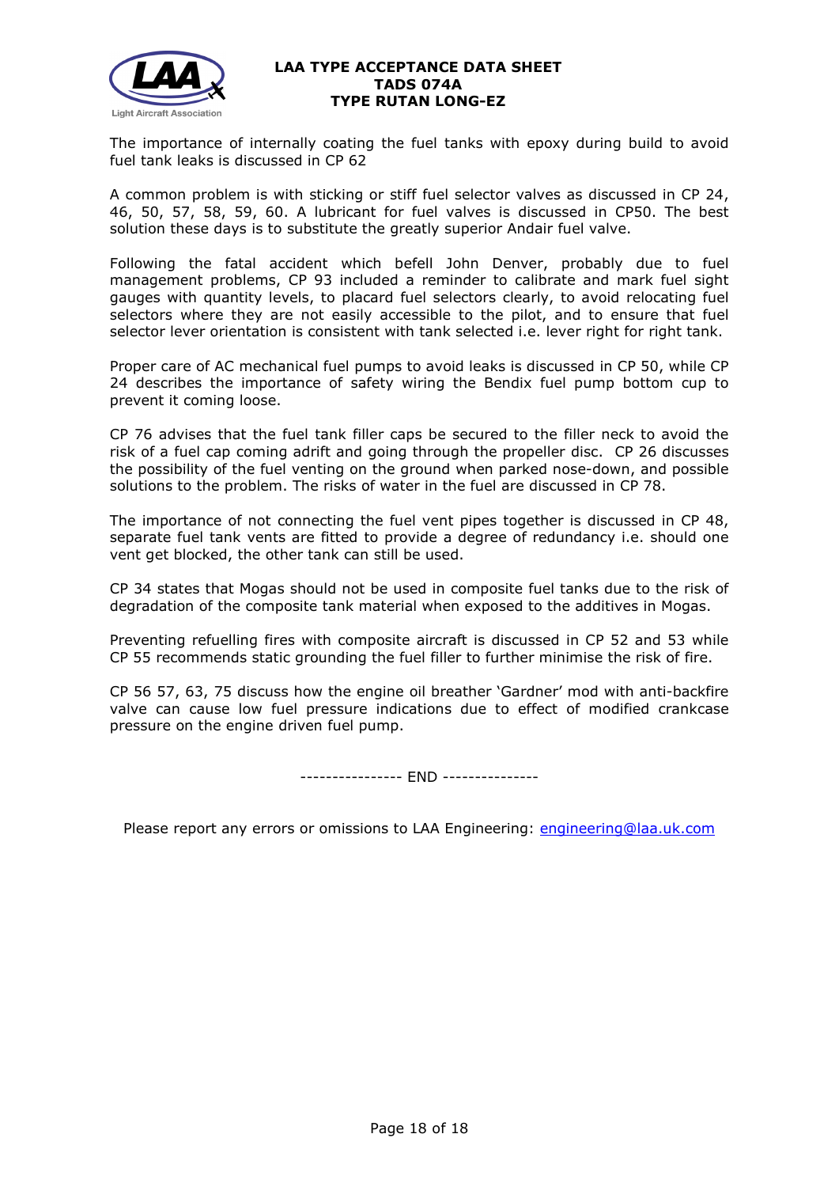The importance of internally coating the fuel tanks with epoxy during build to avoid fuel tank leaks is discussed in CP 62

A common problem is with sticking or stiff fuel selector valves as discussed in CP 24, 46, 50, 57, 58, 59, 60. A lubricant for fuel valves is discussed in CP50. The best solution these days is to substitute the greatly superior Andair fuel valve.

Following the fatal accident which befell John Denver, probably due to fuel management problems, CP 93 included a reminder to calibrate and mark fuel sight gauges with quantity levels, to placard fuel selectors clearly, to avoid relocating fuel selectors where they are not easily accessible to the pilot, and to ensure that fuel selector lever orientation is consistent with tank selected i.e. lever right for right tank.

Proper care of AC mechanical fuel pumps to avoid leaks is discussed in CP 50, while CP 24 describes the importance of safety wiring the Bendix fuel pump bottom cup to prevent it coming loose.

CP 76 advises that the fuel tank filler caps be secured to the filler neck to avoid the risk of a fuel cap coming adrift and going through the propeller disc. CP 26 discusses the possibility of the fuel venting on the ground when parked nose-down, and possible solutions to the problem. The risks of water in the fuel are discussed in CP 78.

The importance of not connecting the fuel vent pipes together is discussed in CP 48, separate fuel tank vents are fitted to provide a degree of redundancy i.e. should one vent get blocked, the other tank can still be used.

CP 34 states that Mogas should not be used in composite fuel tanks due to the risk of degradation of the composite tank material when exposed to the additives in Mogas.

Preventing refuelling fires with composite aircraft is discussed in CP 52 and 53 while CP 55 recommends static grounding the fuel filler to further minimise the risk of fire.

CP 56 57, 63, 75 discuss how the engine oil breather 'Gardner' mod with anti-backfire valve can cause low fuel pressure indications due to effect of modified crankcase pressure on the engine driven fuel pump.

---------------- END ---------------

Please report any errors or omissions to LAA Engineering: engineering@laa.uk.com